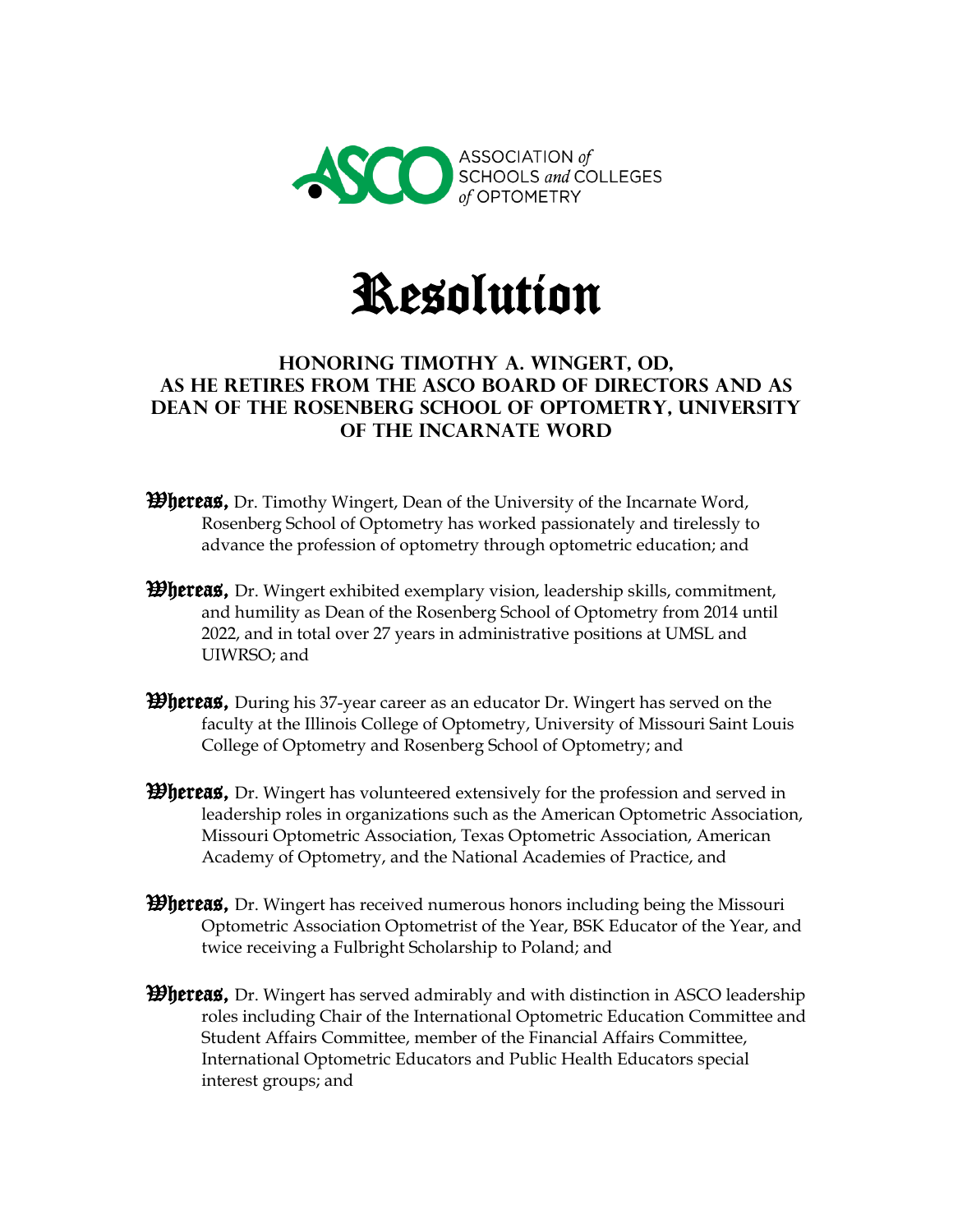ASSOCIATION *of* SCHOOLS *and* COLLEGES *of* OPTOMETRY

# Resolution

## HONORING TIMOTHY A. WINGERT, OD, AS HE RETIRES FROM THE ASCO BOARD OF DIRECTORS AND AS DEAN OF THE ROSENBERG SCHOOL OF OPTOMETRY, UNIVERSITY OF THE INCARNATE WORD

**Whereas,** Dr. Timothy Wingert, Dean of the University of the Incarnate Word, Rosenberg School of Optometry has worked passionately and tirelessly to advance the profession of optometry through optometric education; and

**Whereas,** Dr. Wingert exhibited exemplary vision, leadership skills, commitment, and humility as Dean of the Rosenberg School of Optometry from 2014 until 2022, and in total over 27 years in administrative positions at UMSL and UIWRSO; and

**Whereas,** During his 37-year career as an educator Dr. Wingert has served on the faculty at the Illinois College of Optometry, University of Missouri Saint Louis College of Optometry and Rosenberg School of Optometry; and

**Whereas,** Dr. Wingert has volunteered extensively for the profession and served in leadership roles in organizations such as the American Optometric Association, Missouri Optometric Association, Texas Optometric Association, American Academy of Optometry, and the National Academies of Practice, and

**Whereas,** Dr. Wingert has received numerous honors including being the Missouri Optometric Association Optometrist of the Year, BSK Educator of the Year, and twice receiving a Fulbright Scholarship to Poland; and

**Whereas,** Dr. Wingert has served admirably and with distinction in ASCO leadership roles including Chair of the International Optometric Education Committee and Student Affairs Committee, member of the Financial Affairs Committee, International Optometric Educators and Public Health Educators special interest groups; and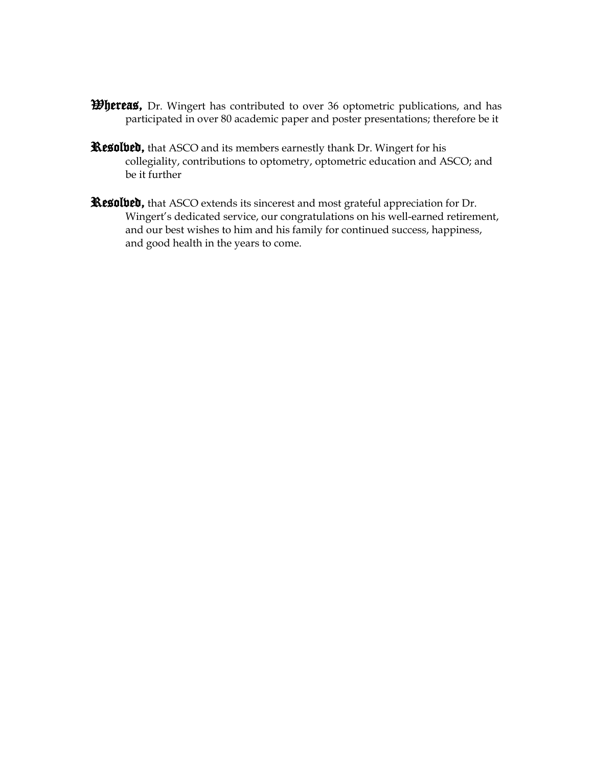**Whereas,** Dr. Wingert has contributed to over 36 optometric publications, and has participated in over 80 academic paper and poster presentations; therefore be it

**Resolved,** that ASCO and its members earnestly thank Dr. Wingert for his collegiality, contributions to optometry, optometric education and ASCO; and be it further

**Resolved,** that ASCO extends its sincerest and most grateful appreciation for Dr. Wingert's dedicated service, our congratulations on his well-earned retirement, and our best wishes to him and his family for continued success, happiness, and good health in the years to come.